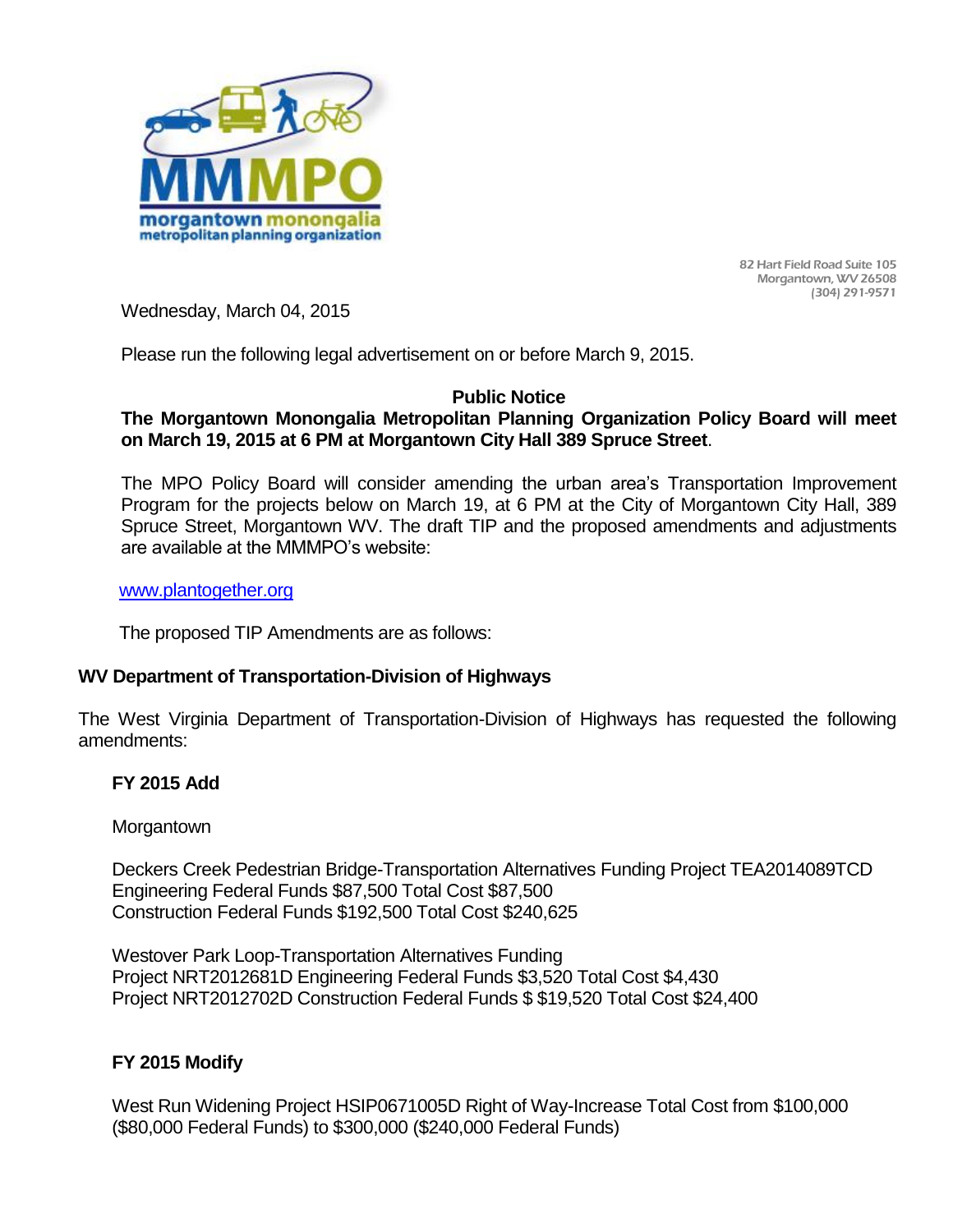**MMMPO**
**morgantown monongalia metropolitan planning organization**

82 Hart Field Road Suite 105
Morgantown, WV 26508
(304) 291-9571

Wednesday, March 04, 2015

Please run the following legal advertisement on or before March 9, 2015.

**Public Notice**

**The Morgantown Monongalia Metropolitan Planning Organization Policy Board will meet on March 19, 2015 at 6 PM at Morgantown City Hall 389 Spruce Street**.

The MPO Policy Board will consider amending the urban area's Transportation Improvement Program for the projects below on March 19, at 6 PM at the City of Morgantown City Hall, 389 Spruce Street, Morgantown WV. The draft TIP and the proposed amendments and adjustments are available at the MMMPO's website:

www.plantogether.org

The proposed TIP Amendments are as follows:

**WV Department of Transportation-Division of Highways**

The West Virginia Department of Transportation-Division of Highways has requested the following amendments:

**FY 2015 Add**

Morgantown

Deckers Creek Pedestrian Bridge-Transportation Alternatives Funding Project TEA2014089TCD
Engineering Federal Funds $87,500 Total Cost $87,500
Construction Federal Funds $192,500 Total Cost $240,625

Westover Park Loop-Transportation Alternatives Funding
Project NRT2012681D Engineering Federal Funds $3,520 Total Cost $4,430
Project NRT2012702D Construction Federal Funds $ $19,520 Total Cost $24,400

**FY 2015 Modify**

West Run Widening Project HSIP0671005D Right of Way-Increase Total Cost from $100,000 ($80,000 Federal Funds) to $300,000 ($240,000 Federal Funds)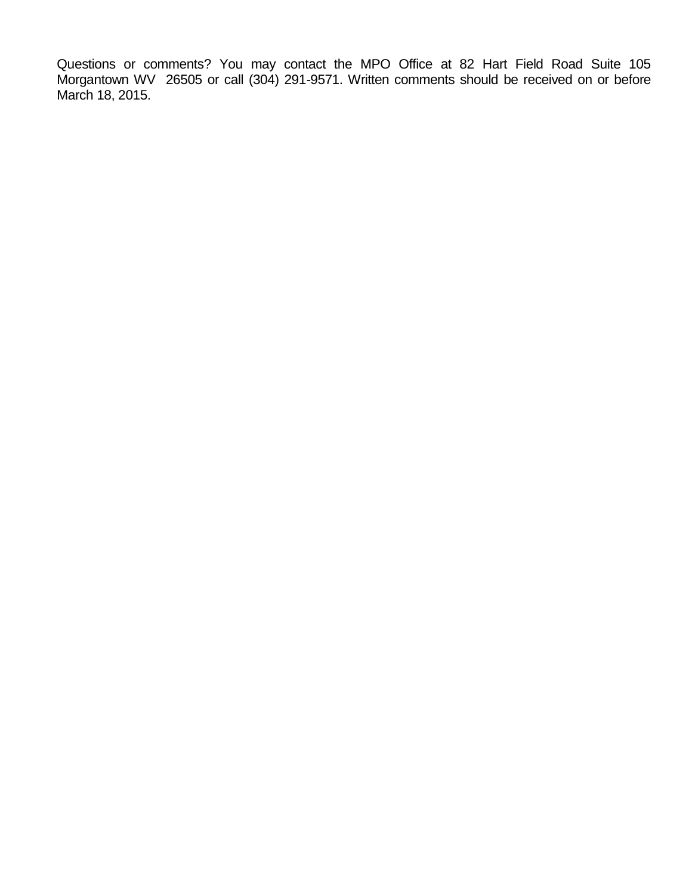Questions or comments? You may contact the MPO Office at 82 Hart Field Road Suite 105 Morgantown WV  26505 or call (304) 291-9571. Written comments should be received on or before March 18, 2015.